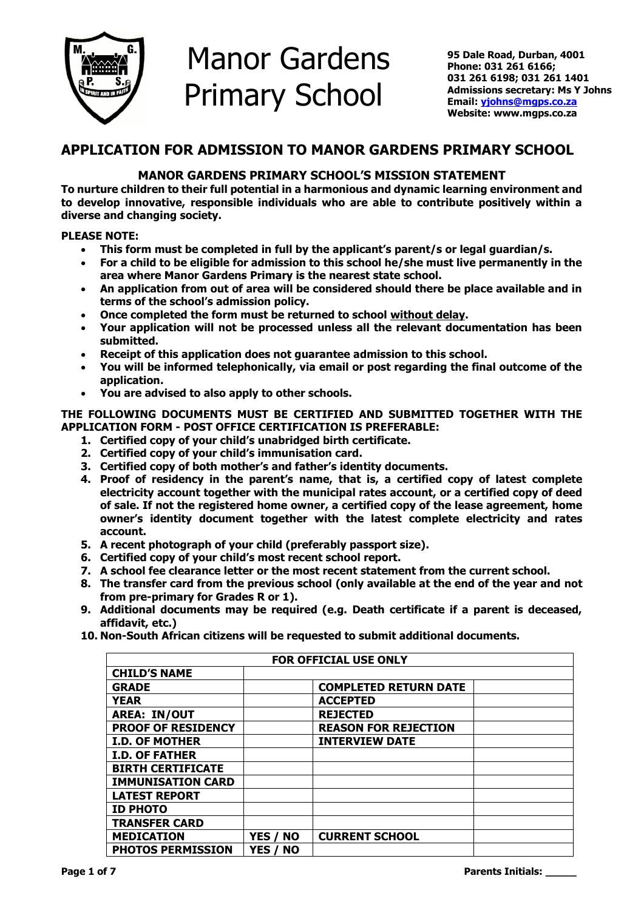# Manor Gardens Primary School

**95 Dale Road, Durban, 4001**
**Phone: 031 261 6166; 031 261 6198; 031 261 1401**
**Admissions secretary: Ms Y Johns**
**Email: yjohns@mgps.co.za**
**Website: www.mgps.co.za**

## APPLICATION FOR ADMISSION TO MANOR GARDENS PRIMARY SCHOOL

### MANOR GARDENS PRIMARY SCHOOL'S MISSION STATEMENT

**To nurture children to their full potential in a harmonious and dynamic learning environment and to develop innovative, responsible individuals who are able to contribute positively within a diverse and changing society.**

**PLEASE NOTE:**

- **This form must be completed in full by the applicant's parent/s or legal guardian/s.**
- **For a child to be eligible for admission to this school he/she must live permanently in the area where Manor Gardens Primary is the nearest state school.**
- **An application from out of area will be considered should there be place available and in terms of the school's admission policy.**
- **Once completed the form must be returned to school without delay.**
- **Your application will not be processed unless all the relevant documentation has been submitted.**
- **Receipt of this application does not guarantee admission to this school.**
- **You will be informed telephonically, via email or post regarding the final outcome of the application.**
- **You are advised to also apply to other schools.**

**THE FOLLOWING DOCUMENTS MUST BE CERTIFIED AND SUBMITTED TOGETHER WITH THE APPLICATION FORM - POST OFFICE CERTIFICATION IS PREFERABLE:**

1. **Certified copy of your child's unabridged birth certificate.**
2. **Certified copy of your child's immunisation card.**
3. **Certified copy of both mother's and father's identity documents.**
4. **Proof of residency in the parent's name, that is, a certified copy of latest complete electricity account together with the municipal rates account, or a certified copy of deed of sale. If not the registered home owner, a certified copy of the lease agreement, home owner's identity document together with the latest complete electricity and rates account.**
5. **A recent photograph of your child (preferably passport size).**
6. **Certified copy of your child's most recent school report.**
7. **A school fee clearance letter or the most recent statement from the current school.**
8. **The transfer card from the previous school (only available at the end of the year and not from pre-primary for Grades R or 1).**
9. **Additional documents may be required (e.g. Death certificate if a parent is deceased, affidavit, etc.)**
10. **Non-South African citizens will be requested to submit additional documents.**

| FOR OFFICIAL USE ONLY | | | |
|---|---|---|---|
| **CHILD'S NAME** | | | |
| **GRADE** | | **COMPLETED RETURN DATE** | |
| **YEAR** | | **ACCEPTED** | |
| **AREA: IN/OUT** | | **REJECTED** | |
| **PROOF OF RESIDENCY** | | **REASON FOR REJECTION** | |
| **I.D. OF MOTHER** | | **INTERVIEW DATE** | |
| **I.D. OF FATHER** | | | |
| **BIRTH CERTIFICATE** | | | |
| **IMMUNISATION CARD** | | | |
| **LATEST REPORT** | | | |
| **ID PHOTO** | | | |
| **TRANSFER CARD** | | | |
| **MEDICATION** | **YES / NO** | **CURRENT SCHOOL** | |
| **PHOTOS PERMISSION** | **YES / NO** | | |

**Parents Initials: _____**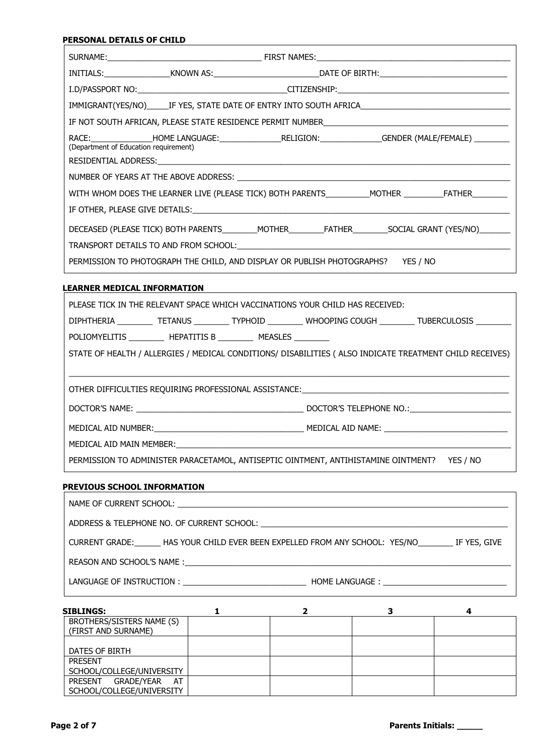**PERSONAL DETAILS OF CHILD**

SURNAME:___________________________________ FIRST NAMES:___________________________________________

INITIALS:_______________KNOWN AS:_______________________DATE OF BIRTH:_____________________________

I.D/PASSPORT NO:________________________________CITIZENSHIP:_____________________________________

IMMIGRANT(YES/NO)_____IF YES, STATE DATE OF ENTRY INTO SOUTH AFRICA______________________________

IF NOT SOUTH AFRICAN, PLEASE STATE RESIDENCE PERMIT NUMBER________________________________________

RACE:______________HOME LANGUAGE:______________RELIGION:______________GENDER (MALE/FEMALE) ________
(Department of Education requirement)

RESIDENTIAL ADDRESS:_________________________________________________________________________

NUMBER OF YEARS AT THE ABOVE ADDRESS: ____________________________________________________________

WITH WHOM DOES THE LEARNER LIVE (PLEASE TICK) BOTH PARENTS__________MOTHER _________FATHER________

IF OTHER, PLEASE GIVE DETAILS:_______________________________________________________________

DECEASED (PLEASE TICK) BOTH PARENTS________MOTHER________FATHER________SOCIAL GRANT (YES/NO)_______

TRANSPORT DETAILS TO AND FROM SCHOOL:____________________________________________________________

PERMISSION TO PHOTOGRAPH THE CHILD, AND DISPLAY OR PUBLISH PHOTOGRAPHS? YES / NO

**LEARNER MEDICAL INFORMATION**

PLEASE TICK IN THE RELEVANT SPACE WHICH VACCINATIONS YOUR CHILD HAS RECEIVED:

DIPHTHERIA ________ TETANUS ________ TYPHOID ________ WHOOPING COUGH ________ TUBERCULOSIS ________

POLIOMYELITIS ________ HEPATITIS B ________ MEASLES ________

STATE OF HEALTH / ALLERGIES / MEDICAL CONDITIONS/ DISABILITIES ( ALSO INDICATE TREATMENT CHILD RECEIVES)

_____________________________________________________________________________________________

OTHER DIFFICULTIES REQUIRING PROFESSIONAL ASSISTANCE:______________________________________________

DOCTOR'S NAME: ____________________________________ DOCTOR'S TELEPHONE NO.:______________________

MEDICAL AID NUMBER:_________________________________ MEDICAL AID NAME: ____________________________

MEDICAL AID MAIN MEMBER:_____________________________________________________________________

PERMISSION TO ADMINISTER PARACETAMOL, ANTISEPTIC OINTMENT, ANTIHISTAMINE OINTMENT? YES / NO

**PREVIOUS SCHOOL INFORMATION**

NAME OF CURRENT SCHOOL: ______________________________________________________________________

ADDRESS & TELEPHONE NO. OF CURRENT SCHOOL: ____________________________________________________

CURRENT GRADE:______ HAS YOUR CHILD EVER BEEN EXPELLED FROM ANY SCHOOL: YES/NO________ IF YES, GIVE

REASON AND SCHOOL'S NAME :____________________________________________________________________

LANGUAGE OF INSTRUCTION : ___________________________ HOME LANGUAGE : ___________________________

| **SIBLINGS:** | **1** | **2** | **3** | **4** |
|---|---|---|---|---|
| BROTHERS/SISTERS NAME (S) (FIRST AND SURNAME) | | | | |
| DATES OF BIRTH | | | | |
| PRESENT SCHOOL/COLLEGE/UNIVERSITY | | | | |
| PRESENT GRADE/YEAR AT SCHOOL/COLLEGE/UNIVERSITY | | | | |

**Parents Initials: _____**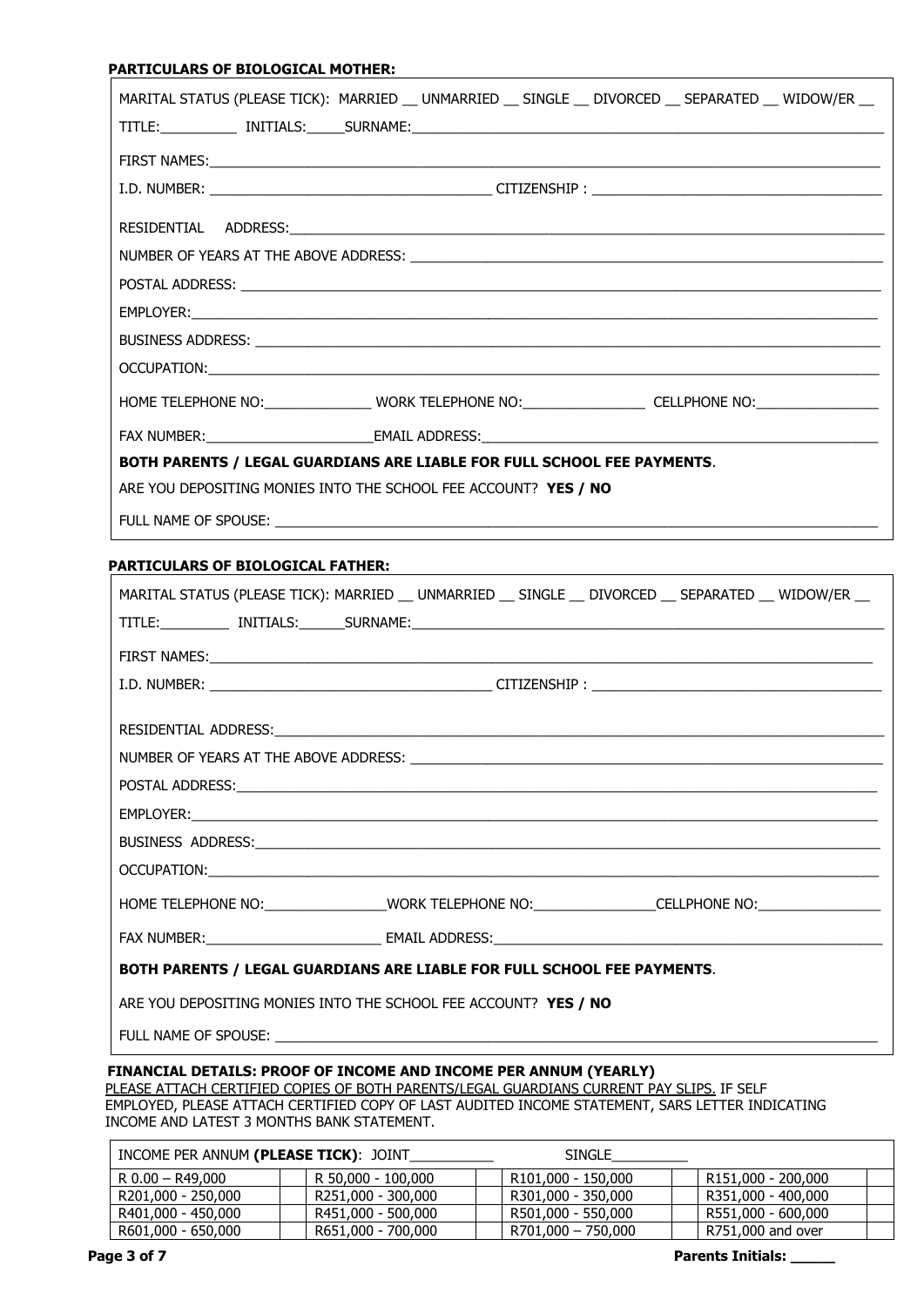**PARTICULARS OF BIOLOGICAL MOTHER:**

MARITAL STATUS (PLEASE TICK): MARRIED __ UNMARRIED __ SINGLE __ DIVORCED __ SEPARATED __ WIDOW/ER __

TITLE:__________ INITIALS:_____SURNAME:______________________________

FIRST NAMES:______________________________

I.D. NUMBER: ______________________________ CITIZENSHIP : ______________________________

RESIDENTIAL ADDRESS:______________________________

NUMBER OF YEARS AT THE ABOVE ADDRESS: ______________________________

POSTAL ADDRESS: ______________________________

EMPLOYER:______________________________

BUSINESS ADDRESS: ______________________________

OCCUPATION:______________________________

HOME TELEPHONE NO:______________ WORK TELEPHONE NO:________________ CELLPHONE NO:________________

FAX NUMBER:______________________EMAIL ADDRESS:______________________________

**BOTH PARENTS / LEGAL GUARDIANS ARE LIABLE FOR FULL SCHOOL FEE PAYMENTS**.

ARE YOU DEPOSITING MONIES INTO THE SCHOOL FEE ACCOUNT? **YES / NO**

FULL NAME OF SPOUSE: ______________________________

**PARTICULARS OF BIOLOGICAL FATHER:**

MARITAL STATUS (PLEASE TICK): MARRIED __ UNMARRIED __ SINGLE __ DIVORCED __ SEPARATED __ WIDOW/ER __

TITLE:_________ INITIALS:______SURNAME:______________________________

FIRST NAMES:______________________________

I.D. NUMBER: ______________________________ CITIZENSHIP : ______________________________

RESIDENTIAL ADDRESS:______________________________

NUMBER OF YEARS AT THE ABOVE ADDRESS: ______________________________

POSTAL ADDRESS:______________________________

EMPLOYER:______________________________

BUSINESS ADDRESS:______________________________

OCCUPATION:______________________________

HOME TELEPHONE NO:________________WORK TELEPHONE NO:________________CELLPHONE NO:________________

FAX NUMBER:______________________ EMAIL ADDRESS:______________________________

**BOTH PARENTS / LEGAL GUARDIANS ARE LIABLE FOR FULL SCHOOL FEE PAYMENTS**.

ARE YOU DEPOSITING MONIES INTO THE SCHOOL FEE ACCOUNT? **YES / NO**

FULL NAME OF SPOUSE: ______________________________

**FINANCIAL DETAILS: PROOF OF INCOME AND INCOME PER ANNUM (YEARLY)**

PLEASE ATTACH CERTIFIED COPIES OF BOTH PARENTS/LEGAL GUARDIANS CURRENT PAY SLIPS. IF SELF EMPLOYED, PLEASE ATTACH CERTIFIED COPY OF LAST AUDITED INCOME STATEMENT, SARS LETTER INDICATING INCOME AND LATEST 3 MONTHS BANK STATEMENT.

| INCOME PER ANNUM **(PLEASE TICK)**: JOINT__________ | | SINGLE__________ | | | | | |
|---|---|---|---|---|---|---|---|
| R 0.00 – R49,000 | | R 50,000 - 100,000 | | R101,000 - 150,000 | | R151,000 - 200,000 | |
| R201,000 - 250,000 | | R251,000 - 300,000 | | R301,000 - 350,000 | | R351,000 - 400,000 | |
| R401,000 - 450,000 | | R451,000 - 500,000 | | R501,000 - 550,000 | | R551,000 - 600,000 | |
| R601,000 - 650,000 | | R651,000 - 700,000 | | R701,000 – 750,000 | | R751,000 and over | |

**Parents Initials: _____**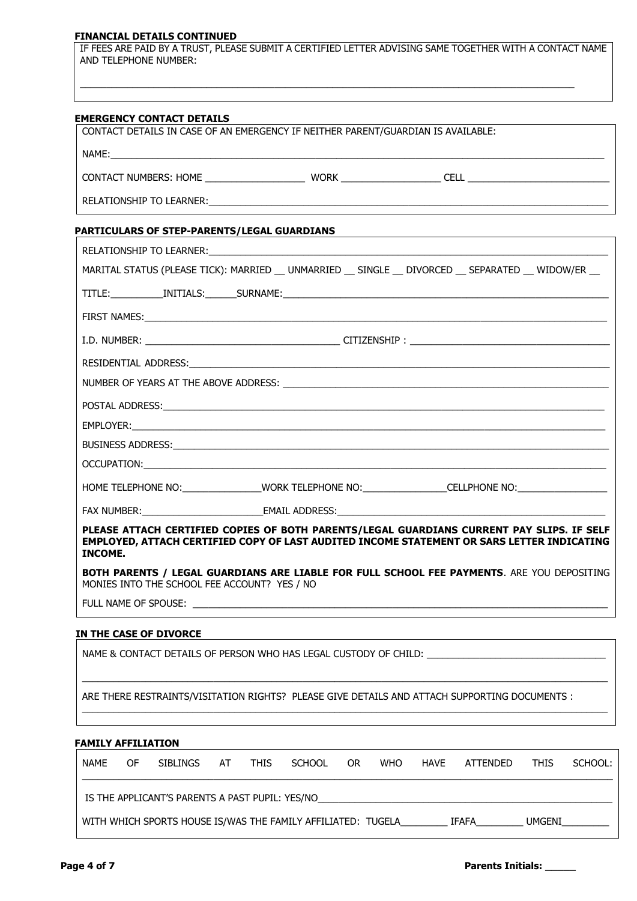**FINANCIAL DETAILS CONTINUED**

IF FEES ARE PAID BY A TRUST, PLEASE SUBMIT A CERTIFIED LETTER ADVISING SAME TOGETHER WITH A CONTACT NAME AND TELEPHONE NUMBER:

_______________________________________________________________________________

**EMERGENCY CONTACT DETAILS**

CONTACT DETAILS IN CASE OF AN EMERGENCY IF NEITHER PARENT/GUARDIAN IS AVAILABLE:

NAME:_______________________________________________________________________________

CONTACT NUMBERS: HOME __________________ WORK __________________ CELL __________________________

RELATIONSHIP TO LEARNER:________________________________________________________________________

**PARTICULARS OF STEP-PARENTS/LEGAL GUARDIANS**

RELATIONSHIP TO LEARNER:________________________________________________________________________

MARITAL STATUS (PLEASE TICK): MARRIED __ UNMARRIED __ SINGLE __ DIVORCED __ SEPARATED __ WIDOW/ER __

TITLE:__________INITIALS:______SURNAME:_______________________________________________________

FIRST NAMES:____________________________________________________________________________

I.D. NUMBER: ___________________________________ CITIZENSHIP : ____________________________________

RESIDENTIAL ADDRESS:____________________________________________________________________

NUMBER OF YEARS AT THE ABOVE ADDRESS: _________________________________________________________

POSTAL ADDRESS:________________________________________________________________________

EMPLOYER:______________________________________________________________________________

BUSINESS ADDRESS:______________________________________________________________________

OCCUPATION:____________________________________________________________________________

HOME TELEPHONE NO:_______________WORK TELEPHONE NO:________________CELLPHONE NO:_________________

FAX NUMBER:______________________EMAIL ADDRESS:_______________________________________________

**PLEASE ATTACH CERTIFIED COPIES OF BOTH PARENTS/LEGAL GUARDIANS CURRENT PAY SLIPS. IF SELF EMPLOYED, ATTACH CERTIFIED COPY OF LAST AUDITED INCOME STATEMENT OR SARS LETTER INDICATING INCOME.**

**BOTH PARENTS / LEGAL GUARDIANS ARE LIABLE FOR FULL SCHOOL FEE PAYMENTS**. ARE YOU DEPOSITING MONIES INTO THE SCHOOL FEE ACCOUNT? YES / NO

FULL NAME OF SPOUSE: ____________________________________________________________________

**IN THE CASE OF DIVORCE**

NAME & CONTACT DETAILS OF PERSON WHO HAS LEGAL CUSTODY OF CHILD: _________________________________

_______________________________________________________________________________

ARE THERE RESTRAINTS/VISITATION RIGHTS? PLEASE GIVE DETAILS AND ATTACH SUPPORTING DOCUMENTS :

_______________________________________________________________________________

**FAMILY AFFILIATION**

NAME OF SIBLINGS AT THIS SCHOOL OR WHO HAVE ATTENDED THIS SCHOOL:

_______________________________________________________________________________

IS THE APPLICANT'S PARENTS A PAST PUPIL: YES/NO___________________________________________________

WITH WHICH SPORTS HOUSE IS/WAS THE FAMILY AFFILIATED: TUGELA_________ IFAFA_________ UMGENI_________

**Parents Initials: _____**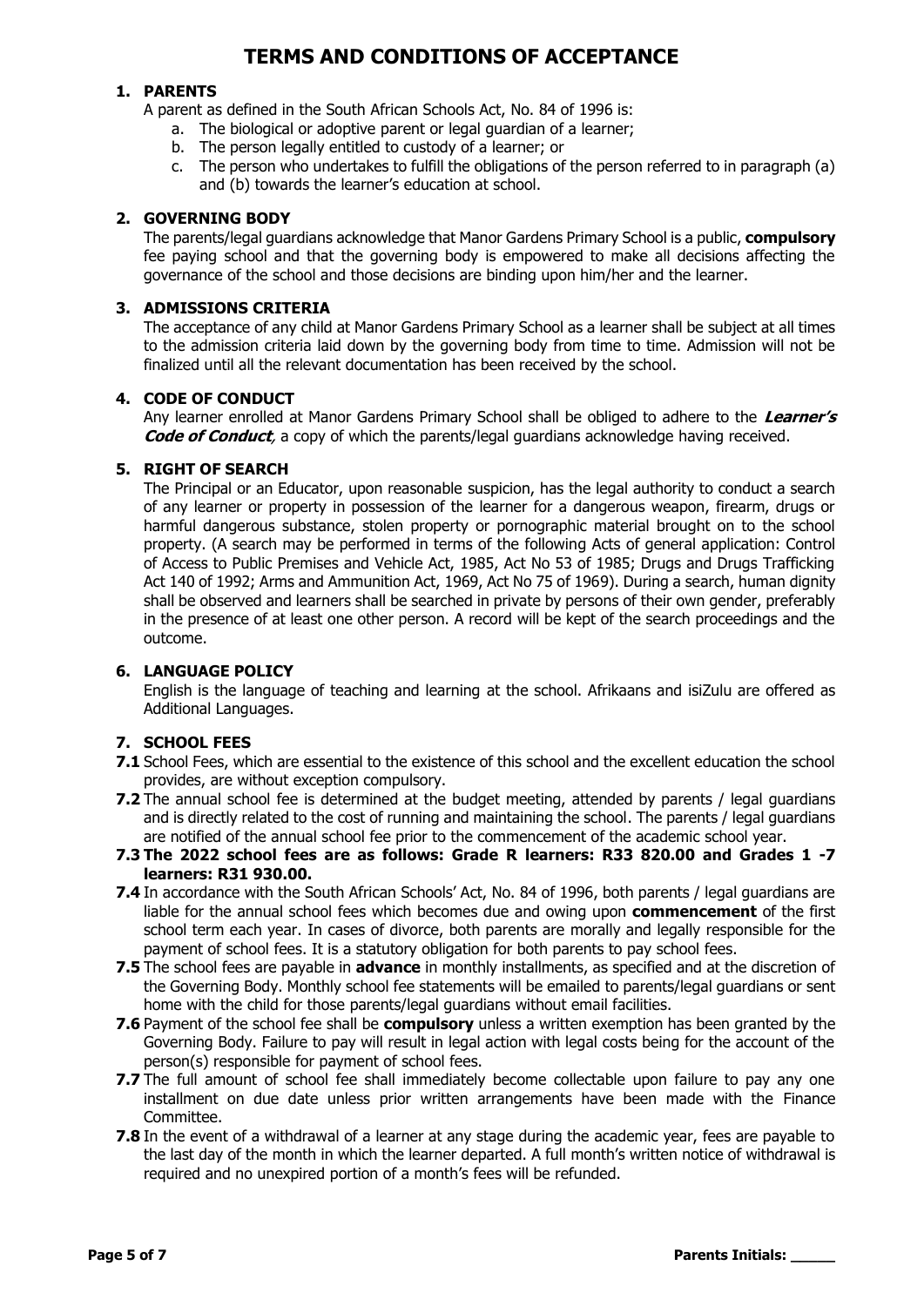# TERMS AND CONDITIONS OF ACCEPTANCE

## 1. PARENTS

A parent as defined in the South African Schools Act, No. 84 of 1996 is:

a. The biological or adoptive parent or legal guardian of a learner;
b. The person legally entitled to custody of a learner; or
c. The person who undertakes to fulfill the obligations of the person referred to in paragraph (a) and (b) towards the learner's education at school.

## 2. GOVERNING BODY

The parents/legal guardians acknowledge that Manor Gardens Primary School is a public, **compulsory** fee paying school and that the governing body is empowered to make all decisions affecting the governance of the school and those decisions are binding upon him/her and the learner.

## 3. ADMISSIONS CRITERIA

The acceptance of any child at Manor Gardens Primary School as a learner shall be subject at all times to the admission criteria laid down by the governing body from time to time. Admission will not be finalized until all the relevant documentation has been received by the school.

## 4. CODE OF CONDUCT

Any learner enrolled at Manor Gardens Primary School shall be obliged to adhere to the ***Learner's Code of Conduct***, a copy of which the parents/legal guardians acknowledge having received.

## 5. RIGHT OF SEARCH

The Principal or an Educator, upon reasonable suspicion, has the legal authority to conduct a search of any learner or property in possession of the learner for a dangerous weapon, firearm, drugs or harmful dangerous substance, stolen property or pornographic material brought on to the school property. (A search may be performed in terms of the following Acts of general application: Control of Access to Public Premises and Vehicle Act, 1985, Act No 53 of 1985; Drugs and Drugs Trafficking Act 140 of 1992; Arms and Ammunition Act, 1969, Act No 75 of 1969). During a search, human dignity shall be observed and learners shall be searched in private by persons of their own gender, preferably in the presence of at least one other person. A record will be kept of the search proceedings and the outcome.

## 6. LANGUAGE POLICY

English is the language of teaching and learning at the school. Afrikaans and isiZulu are offered as Additional Languages.

## 7. SCHOOL FEES

**7.1** School Fees, which are essential to the existence of this school and the excellent education the school provides, are without exception compulsory.

**7.2** The annual school fee is determined at the budget meeting, attended by parents / legal guardians and is directly related to the cost of running and maintaining the school. The parents / legal guardians are notified of the annual school fee prior to the commencement of the academic school year.

**7.3 The 2022 school fees are as follows: Grade R learners: R33 820.00 and Grades 1 -7 learners: R31 930.00.**

**7.4** In accordance with the South African Schools' Act, No. 84 of 1996, both parents / legal guardians are liable for the annual school fees which becomes due and owing upon **commencement** of the first school term each year. In cases of divorce, both parents are morally and legally responsible for the payment of school fees. It is a statutory obligation for both parents to pay school fees.

**7.5** The school fees are payable in **advance** in monthly installments, as specified and at the discretion of the Governing Body. Monthly school fee statements will be emailed to parents/legal guardians or sent home with the child for those parents/legal guardians without email facilities.

**7.6** Payment of the school fee shall be **compulsory** unless a written exemption has been granted by the Governing Body. Failure to pay will result in legal action with legal costs being for the account of the person(s) responsible for payment of school fees.

**7.7** The full amount of school fee shall immediately become collectable upon failure to pay any one installment on due date unless prior written arrangements have been made with the Finance Committee.

**7.8** In the event of a withdrawal of a learner at any stage during the academic year, fees are payable to the last day of the month in which the learner departed. A full month's written notice of withdrawal is required and no unexpired portion of a month's fees will be refunded.

**Parents Initials: _____**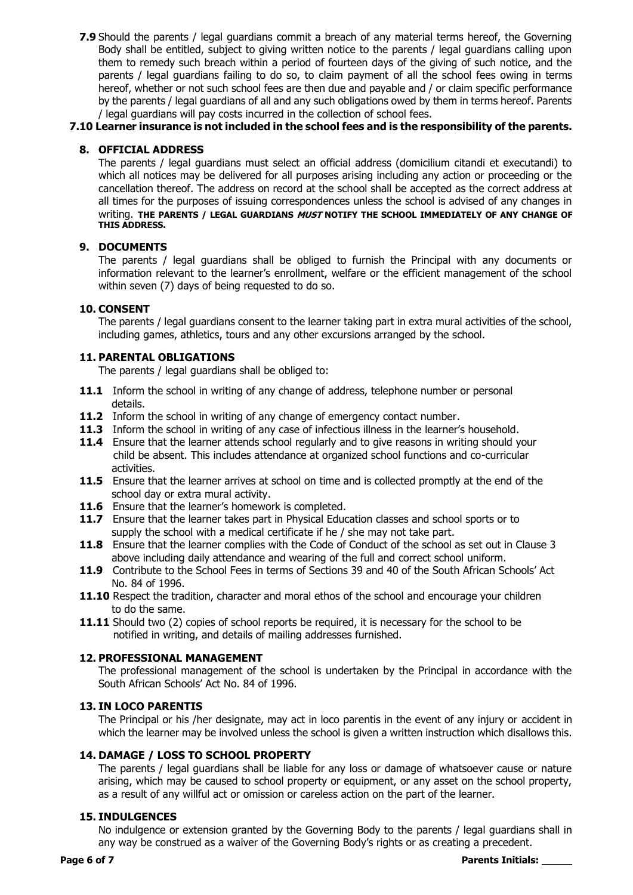**7.9** Should the parents / legal guardians commit a breach of any material terms hereof, the Governing Body shall be entitled, subject to giving written notice to the parents / legal guardians calling upon them to remedy such breach within a period of fourteen days of the giving of such notice, and the parents / legal guardians failing to do so, to claim payment of all the school fees owing in terms hereof, whether or not such school fees are then due and payable and / or claim specific performance by the parents / legal guardians of all and any such obligations owed by them in terms hereof. Parents / legal guardians will pay costs incurred in the collection of school fees.

**7.10 Learner insurance is not included in the school fees and is the responsibility of the parents.**

## 8. OFFICIAL ADDRESS

The parents / legal guardians must select an official address (domicilium citandi et executandi) to which all notices may be delivered for all purposes arising including any action or proceeding or the cancellation thereof. The address on record at the school shall be accepted as the correct address at all times for the purposes of issuing correspondences unless the school is advised of any changes in writing. **THE PARENTS / LEGAL GUARDIANS *MUST* NOTIFY THE SCHOOL IMMEDIATELY OF ANY CHANGE OF THIS ADDRESS.**

## 9. DOCUMENTS

The parents / legal guardians shall be obliged to furnish the Principal with any documents or information relevant to the learner's enrollment, welfare or the efficient management of the school within seven (7) days of being requested to do so.

## 10. CONSENT

The parents / legal guardians consent to the learner taking part in extra mural activities of the school, including games, athletics, tours and any other excursions arranged by the school.

## 11. PARENTAL OBLIGATIONS

The parents / legal guardians shall be obliged to:

**11.1** Inform the school in writing of any change of address, telephone number or personal details.

**11.2** Inform the school in writing of any change of emergency contact number.

**11.3** Inform the school in writing of any case of infectious illness in the learner's household.

**11.4** Ensure that the learner attends school regularly and to give reasons in writing should your child be absent. This includes attendance at organized school functions and co-curricular activities.

**11.5** Ensure that the learner arrives at school on time and is collected promptly at the end of the school day or extra mural activity.

**11.6** Ensure that the learner's homework is completed.

**11.7** Ensure that the learner takes part in Physical Education classes and school sports or to supply the school with a medical certificate if he / she may not take part.

**11.8** Ensure that the learner complies with the Code of Conduct of the school as set out in Clause 3 above including daily attendance and wearing of the full and correct school uniform.

**11.9** Contribute to the School Fees in terms of Sections 39 and 40 of the South African Schools' Act No. 84 of 1996.

**11.10** Respect the tradition, character and moral ethos of the school and encourage your children to do the same.

**11.11** Should two (2) copies of school reports be required, it is necessary for the school to be notified in writing, and details of mailing addresses furnished.

## 12. PROFESSIONAL MANAGEMENT

The professional management of the school is undertaken by the Principal in accordance with the South African Schools' Act No. 84 of 1996.

## 13. IN LOCO PARENTIS

The Principal or his /her designate, may act in loco parentis in the event of any injury or accident in which the learner may be involved unless the school is given a written instruction which disallows this.

## 14. DAMAGE / LOSS TO SCHOOL PROPERTY

The parents / legal guardians shall be liable for any loss or damage of whatsoever cause or nature arising, which may be caused to school property or equipment, or any asset on the school property, as a result of any willful act or omission or careless action on the part of the learner.

## 15. INDULGENCES

No indulgence or extension granted by the Governing Body to the parents / legal guardians shall in any way be construed as a waiver of the Governing Body's rights or as creating a precedent.

**Parents Initials: _____**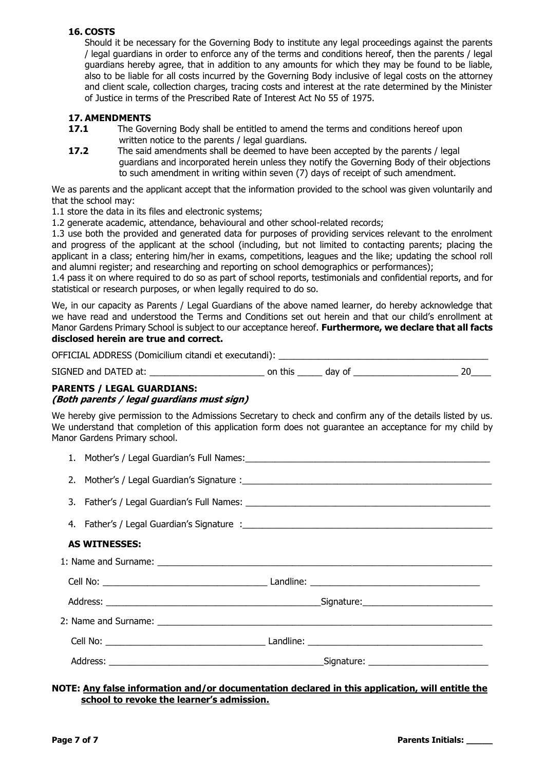## 16. COSTS

Should it be necessary for the Governing Body to institute any legal proceedings against the parents / legal guardians in order to enforce any of the terms and conditions hereof, then the parents / legal guardians hereby agree, that in addition to any amounts for which they may be found to be liable, also to be liable for all costs incurred by the Governing Body inclusive of legal costs on the attorney and client scale, collection charges, tracing costs and interest at the rate determined by the Minister of Justice in terms of the Prescribed Rate of Interest Act No 55 of 1975.

## 17. AMENDMENTS

**17.1** The Governing Body shall be entitled to amend the terms and conditions hereof upon written notice to the parents / legal guardians.

**17.2** The said amendments shall be deemed to have been accepted by the parents / legal guardians and incorporated herein unless they notify the Governing Body of their objections to such amendment in writing within seven (7) days of receipt of such amendment.

We as parents and the applicant accept that the information provided to the school was given voluntarily and that the school may:

1.1 store the data in its files and electronic systems;

1.2 generate academic, attendance, behavioural and other school-related records;

1.3 use both the provided and generated data for purposes of providing services relevant to the enrolment and progress of the applicant at the school (including, but not limited to contacting parents; placing the applicant in a class; entering him/her in exams, competitions, leagues and the like; updating the school roll and alumni register; and researching and reporting on school demographics or performances);

1.4 pass it on where required to do so as part of school reports, testimonials and confidential reports, and for statistical or research purposes, or when legally required to do so.

We, in our capacity as Parents / Legal Guardians of the above named learner, do hereby acknowledge that we have read and understood the Terms and Conditions set out herein and that our child's enrollment at Manor Gardens Primary School is subject to our acceptance hereof. **Furthermore, we declare that all facts disclosed herein are true and correct.**

OFFICIAL ADDRESS (Domicilium citandi et executandi): ________________________________________

SIGNED and DATED at: ______________________ on this _____ day of ____________________ 20____

**PARENTS / LEGAL GUARDIANS:**
***(Both parents / legal guardians must sign)***

We hereby give permission to the Admissions Secretary to check and confirm any of the details listed by us. We understand that completion of this application form does not guarantee an acceptance for my child by Manor Gardens Primary school.

1. Mother's / Legal Guardian's Full Names:________________________________________________
2. Mother's / Legal Guardian's Signature :________________________________________________
3. Father's / Legal Guardian's Full Names: ________________________________________________
4. Father's / Legal Guardian's Signature :________________________________________________

**AS WITNESSES:**

1: Name and Surname: ____________________________________________________________

Cell No: ______________________________ Landline: ______________________________

Address: ________________________________________Signature:________________________

2: Name and Surname: ____________________________________________________________

Cell No: ______________________________ Landline: ______________________________

Address: ________________________________________Signature: ________________________

**NOTE: <u>Any false information and/or documentation declared in this application, will entitle the school to revoke the learner's admission.</u>**

**Parents Initials: _____**